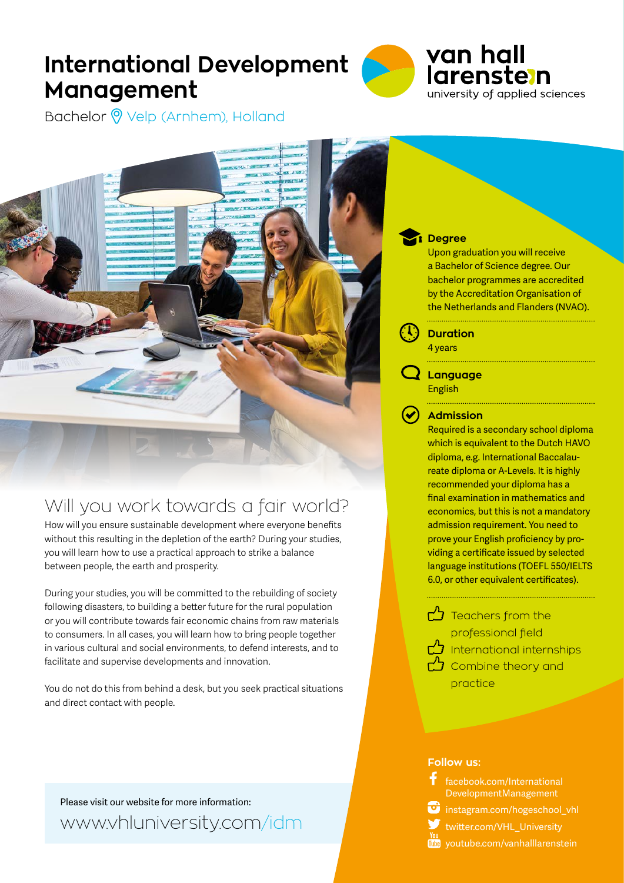# International Development Management

Bachelor Velp (Arnhem), Holland

van hall larenstein
university of applied sciences

## Will you work towards a fair world?

How will you ensure sustainable development where everyone benefits without this resulting in the depletion of the earth? During your studies, you will learn how to use a practical approach to strike a balance between people, the earth and prosperity.

During your studies, you will be committed to the rebuilding of society following disasters, to building a better future for the rural population or you will contribute towards fair economic chains from raw materials to consumers. In all cases, you will learn how to bring people together in various cultural and social environments, to defend interests, and to facilitate and supervise developments and innovation.

You do not do this from behind a desk, but you seek practical situations and direct contact with people.

Please visit our website for more information:
www.vhluniversity.com/idm

### Degree

Upon graduation you will receive a Bachelor of Science degree. Our bachelor programmes are accredited by the Accreditation Organisation of the Netherlands and Flanders (NVAO).

### Duration

4 years

### Language

English

### Admission

Required is a secondary school diploma which is equivalent to the Dutch HAVO diploma, e.g. International Baccalaureate diploma or A-Levels. It is highly recommended your diploma has a final examination in mathematics and economics, but this is not a mandatory admission requirement. You need to prove your English proficiency by providing a certificate issued by selected language institutions (TOEFL 550/IELTS 6.0, or other equivalent certificates).

- Teachers from the professional field
- International internships
- Combine theory and practice

**Follow us:**

- facebook.com/InternationalDevelopmentManagement
- instagram.com/hogeschool_vhl
- twitter.com/VHL_University
- youtube.com/vanhalllarenstein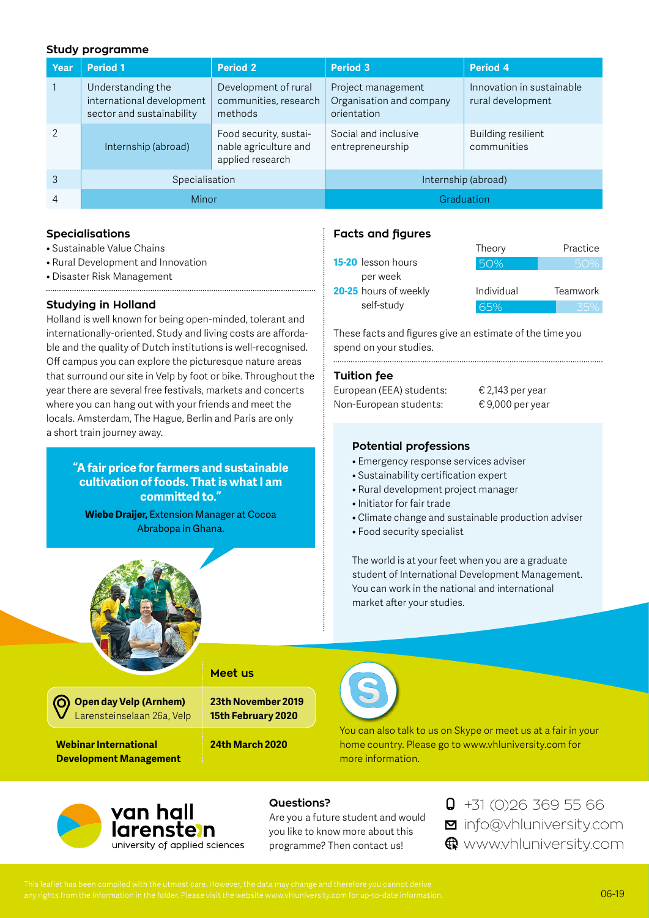## Study programme

| Year | Period 1 | Period 2 | Period 3 | Period 4 |
|---|---|---|---|---|
| 1 | Understanding the international development sector and sustainability | Development of rural communities, research methods | Project management Organisation and company orientation | Innovation in sustainable rural development |
| 2 | Internship (abroad) | Food security, sustainable agriculture and applied research | Social and inclusive entrepreneurship | Building resilient communities |
| 3 | Specialisation | | Internship (abroad) | |
| 4 | Minor | | Graduation | |

## Specialisations

- Sustainable Value Chains
- Rural Development and Innovation
- Disaster Risk Management

## Studying in Holland

Holland is well known for being open-minded, tolerant and internationally-oriented. Study and living costs are affordable and the quality of Dutch institutions is well-recognised. Off campus you can explore the picturesque nature areas that surround our site in Velp by foot or bike. Throughout the year there are several free festivals, markets and concerts where you can hang out with your friends and meet the locals. Amsterdam, The Hague, Berlin and Paris are only a short train journey away.

**"A fair price for farmers and sustainable cultivation of foods. That is what I am committed to."**

**Wiebe Draijer,** Extension Manager at Cocoa Abrabopa in Ghana.

## Facts and figures

**15-20** lesson hours per week

**20-25** hours of weekly self-study

Theory 50% — Practice 50%

Individual 65% — Teamwork 35%

These facts and figures give an estimate of the time you spend on your studies.

## Tuition fee

| | |
|---|---|
| European (EEA) students: | € 2,143 per year |
| Non-European students: | € 9,000 per year |

## Potential professions

- Emergency response services adviser
- Sustainability certification expert
- Rural development project manager
- Initiator for fair trade
- Climate change and sustainable production adviser
- Food security specialist

The world is at your feet when you are a graduate student of International Development Management. You can work in the national and international market after your studies.

## Meet us

| | |
|---|---|
| **Open day Velp (Arnhem)** Larensteinselaan 26a, Velp | **23th November 2019** **15th February 2020** |
| **Webinar International Development Management** | **24th March 2020** |

You can also talk to us on Skype or meet us at a fair in your home country. Please go to www.vhluniversity.com for more information.

van hall larenstein
university of applied sciences

## Questions?

Are you a future student and would you like to know more about this programme? Then contact us!

+31 (0)26 369 55 66
info@vhluniversity.com
www.vhluniversity.com

This leaflet has been compiled with the utmost care. However, the data may change and therefore you cannot derive any rights from the information in the folder. Please visit the website www.vhluniversity.com for up-to-date information.

06-19